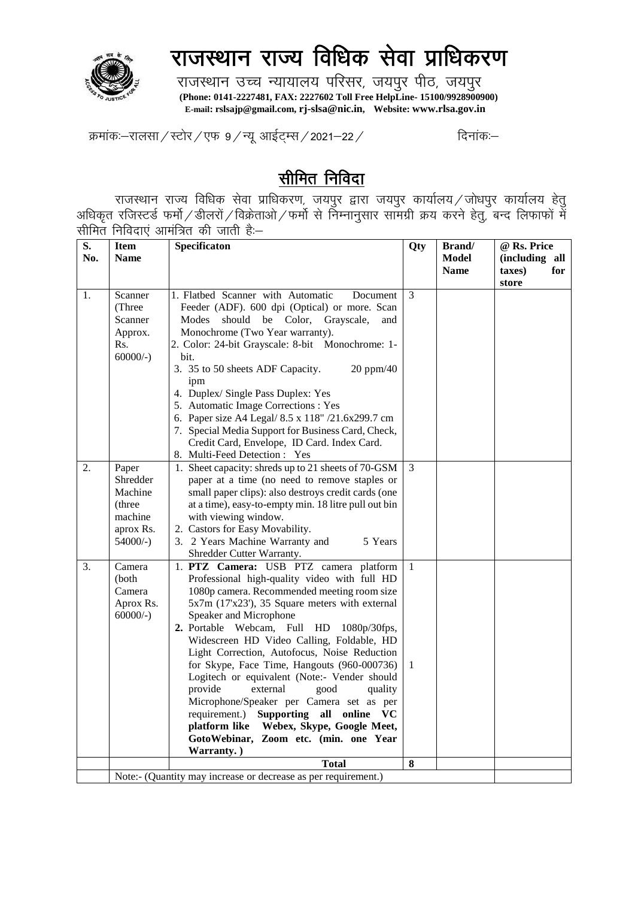# राजस्थान राज्य विधिक सेवा प्राधिकरण

राजस्थान उच्च न्यायालय परिसर, जयपुर पीठ, जयपुर

**(Phone: 0141-2227481, FAX: 2227602 Toll Free HelpLine- 15100/9928900900)**

**E-mail: rslsajp@gmail.com, rj-slsa@nic.in, Website: www.rlsa.gov.in**

क्रमांकः—रालसा / स्टोर / एफ 9 / न्यू आईट्म्स / 2021—22 / दिनांकः—

## सीमित निविदा

राजस्थान राज्य विधिक सेवा प्राधिकरण, जयपुर द्वारा जयपुर कार्यालय / जोधपुर कार्यालय हेतु अधिकृत रजिस्टर्ड फर्मो / डीलरों / विक्रेताओ / फर्मो से निम्नानुसार सामग्री क्रय करने हेतु, बन्द लिफाफों में सीमित निविदाएं आमंत्रित की जाती हैः—

| S. No. | Item Name | Specificaton | Qty | Brand/ Model Name | @ Rs. Price (including all taxes) for store |
|---|---|---|---|---|---|
| 1. | Scanner (Three Scanner Approx. Rs. 60000/-) | 1. Flatbed Scanner with Automatic Document Feeder (ADF). 600 dpi (Optical) or more. Scan Modes should be Color, Grayscale, and Monochrome (Two Year warranty).<br>2. Color: 24-bit Grayscale: 8-bit Monochrome: 1-bit.<br>3. 35 to 50 sheets ADF Capacity. 20 ppm/40 ipm<br>4. Duplex/ Single Pass Duplex: Yes<br>5. Automatic Image Corrections : Yes<br>6. Paper size A4 Legal/ 8.5 x 118" /21.6x299.7 cm<br>7. Special Media Support for Business Card, Check, Credit Card, Envelope, ID Card. Index Card.<br>8. Multi-Feed Detection : Yes | 3 | | |
| 2. | Paper Shredder Machine (three machine aprox Rs. 54000/-) | 1. Sheet capacity: shreds up to 21 sheets of 70-GSM paper at a time (no need to remove staples or small paper clips): also destroys credit cards (one at a time), easy-to-empty min. 18 litre pull out bin with viewing window.<br>2. Castors for Easy Movability.<br>3. 2 Years Machine Warranty and 5 Years Shredder Cutter Warranty. | 3 | | |
| 3. | Camera (both Camera Aprox Rs. 60000/-) | 1. **PTZ Camera:** USB PTZ camera platform Professional high-quality video with full HD 1080p camera. Recommended meeting room size 5x7m (17'x23'), 35 Square meters with external Speaker and Microphone<br>2. Portable Webcam, Full HD 1080p/30fps, Widescreen HD Video Calling, Foldable, HD Light Correction, Autofocus, Noise Reduction for Skype, Face Time, Hangouts (960-000736) Logitech or equivalent (Note:- Vender should provide external good quality Microphone/Speaker per Camera set as per requirement.) **Supporting all online VC platform like Webex, Skype, Google Meet, GotoWebinar, Zoom etc. (min. one Year Warranty.)** | 1<br><br>1 | | |
| | | **Total** | **8** | | |
| | Note:- (Quantity may increase or decrease as per requirement.) | | | | |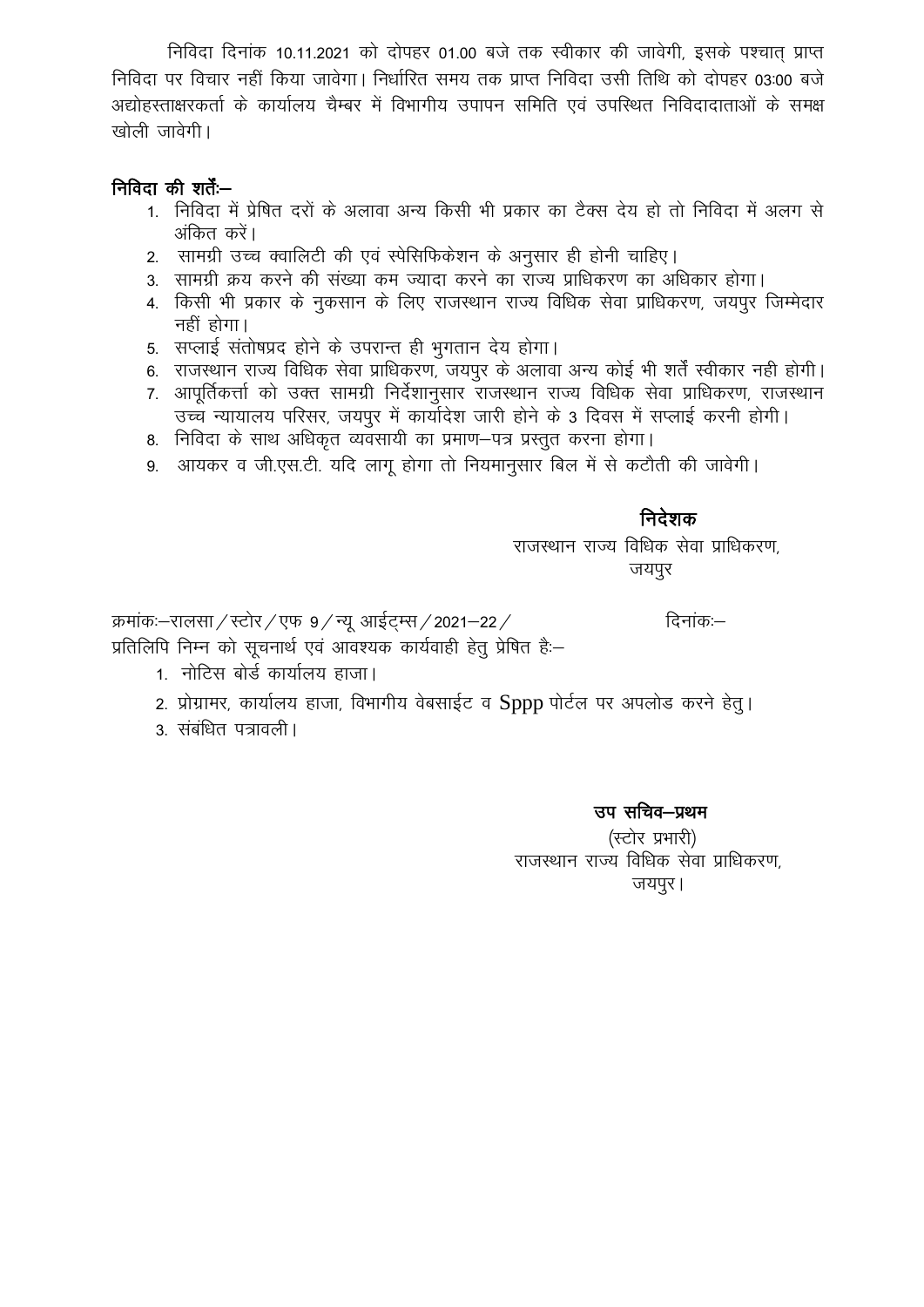निविदा दिनांक 10.11.2021 को दोपहर 01.00 बजे तक स्वीकार की जावेगी, इसके पश्चात् प्राप्त निविदा पर विचार नहीं किया जावेगा। निर्धारित समय तक प्राप्त निविदा उसी तिथि को दोपहर 03:00 बजे अद्योहस्ताक्षरकर्ता के कार्यालय चैम्बर में विभागीय उपापन समिति एवं उपस्थित निविदादाताओं के समक्ष खोली जावेगी।

**निविदा की शर्तेः—**

1. निविदा में प्रेषित दरों के अलावा अन्य किसी भी प्रकार का टैक्स देय हो तो निविदा में अलग से अंकित करें।
2. सामग्री उच्च क्वालिटी की एवं स्पेसिफिकेशन के अनुसार ही होनी चाहिए।
3. सामग्री क्रय करने की संख्या कम ज्यादा करने का राज्य प्राधिकरण का अधिकार होगा।
4. किसी भी प्रकार के नुकसान के लिए राजस्थान राज्य विधिक सेवा प्राधिकरण, जयपुर जिम्मेदार नहीं होगा।
5. सप्लाई संतोषप्रद होने के उपरान्त ही भुगतान देय होगा।
6. राजस्थान राज्य विधिक सेवा प्राधिकरण, जयपुर के अलावा अन्य कोई भी शर्तें स्वीकार नही होगी।
7. आपूर्तिकर्त्ता को उक्त सामग्री निर्देशानुसार राजस्थान राज्य विधिक सेवा प्राधिकरण, राजस्थान उच्च न्यायालय परिसर, जयपुर में कार्यादेश जारी होने के 3 दिवस में सप्लाई करनी होगी।
8. निविदा के साथ अधिकृत व्यवसायी का प्रमाण—पत्र प्रस्तुत करना होगा।
9. आयकर व जी.एस.टी. यदि लागू होगा तो नियमानुसार बिल में से कटौती की जावेगी।

**निदेशक**
राजस्थान राज्य विधिक सेवा प्राधिकरण,
जयपुर

क्रमांकः—रालसा / स्टोर / एफ 9 / न्यू आईट्म्स / 2021—22 / दिनांकः—

प्रतिलिपि निम्न को सूचनार्थ एवं आवश्यक कार्यवाही हेतु प्रेषित हैः—

1. नोटिस बोर्ड कार्यालय हाजा।
2. प्रोग्रामर, कार्यालय हाजा, विभागीय वेबसाईट व Sppp पोर्टल पर अपलोड करने हेतु।
3. संबंधित पत्रावली।

**उप सचिव—प्रथम**
(स्टोर प्रभारी)
राजस्थान राज्य विधिक सेवा प्राधिकरण,
जयपुर।